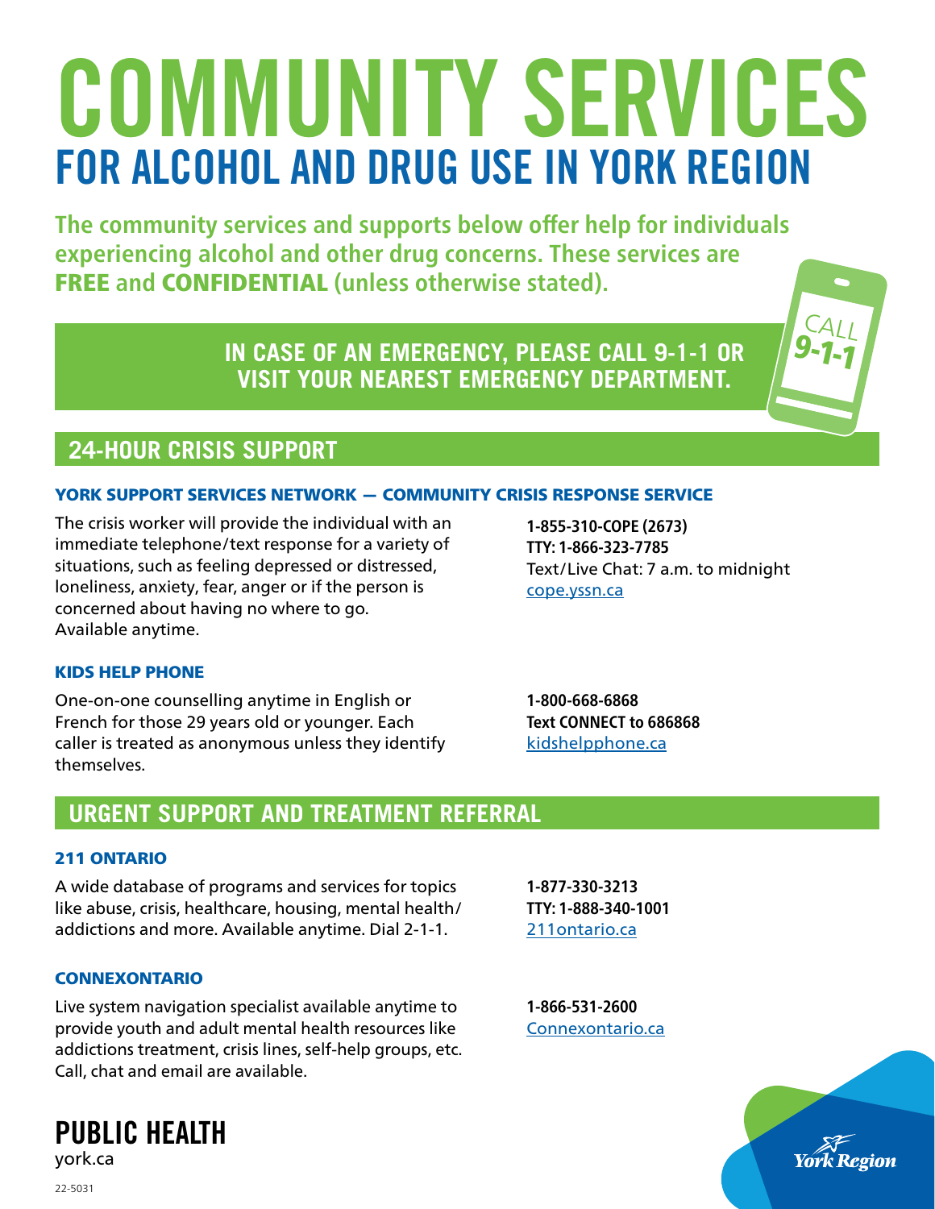# COMMUNITY SERVICES
## FOR ALCOHOL AND DRUG USE IN YORK REGION

**The community services and supports below offer help for individuals experiencing alcohol and other drug concerns. These services are FREE and CONFIDENTIAL (unless otherwise stated).**

**IN CASE OF AN EMERGENCY, PLEASE CALL 9-1-1 OR VISIT YOUR NEAREST EMERGENCY DEPARTMENT.**

CALL 9-1-1

## 24-HOUR CRISIS SUPPORT

### YORK SUPPORT SERVICES NETWORK — COMMUNITY CRISIS RESPONSE SERVICE

The crisis worker will provide the individual with an immediate telephone/text response for a variety of situations, such as feeling depressed or distressed, loneliness, anxiety, fear, anger or if the person is concerned about having no where to go. Available anytime.

**1-855-310-COPE (2673)**
**TTY: 1-866-323-7785**
Text/Live Chat: 7 a.m. to midnight
cope.yssn.ca

### KIDS HELP PHONE

One-on-one counselling anytime in English or French for those 29 years old or younger. Each caller is treated as anonymous unless they identify themselves.

**1-800-668-6868**
**Text CONNECT to 686868**
kidshelpphone.ca

## URGENT SUPPORT AND TREATMENT REFERRAL

### 211 ONTARIO

A wide database of programs and services for topics like abuse, crisis, healthcare, housing, mental health/addictions and more. Available anytime. Dial 2-1-1.

**1-877-330-3213**
**TTY: 1-888-340-1001**
211ontario.ca

### CONNEXONTARIO

Live system navigation specialist available anytime to provide youth and adult mental health resources like addictions treatment, crisis lines, self-help groups, etc. Call, chat and email are available.

**1-866-531-2600**
Connexontario.ca

**PUBLIC HEALTH**
york.ca

York Region

22-5031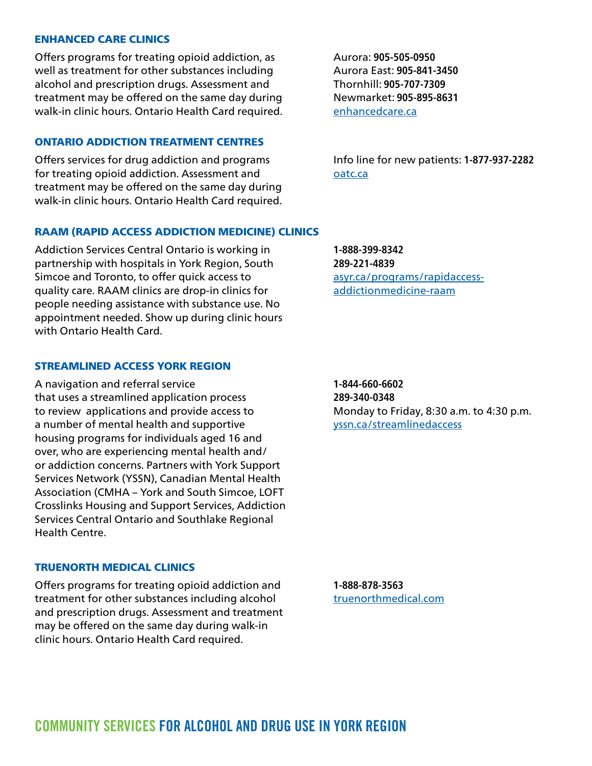### ENHANCED CARE CLINICS

Offers programs for treating opioid addiction, as well as treatment for other substances including alcohol and prescription drugs. Assessment and treatment may be offered on the same day during walk-in clinic hours. Ontario Health Card required.

Aurora: **905-505-0950**
Aurora East: **905-841-3450**
Thornhill: **905-707-7309**
Newmarket: **905-895-8631**
enhancedcare.ca

### ONTARIO ADDICTION TREATMENT CENTRES

Offers services for drug addiction and programs for treating opioid addiction. Assessment and treatment may be offered on the same day during walk-in clinic hours. Ontario Health Card required.

Info line for new patients: **1-877-937-2282**
oatc.ca

### RAAM (RAPID ACCESS ADDICTION MEDICINE) CLINICS

Addiction Services Central Ontario is working in partnership with hospitals in York Region, South Simcoe and Toronto, to offer quick access to quality care. RAAM clinics are drop-in clinics for people needing assistance with substance use. No appointment needed. Show up during clinic hours with Ontario Health Card.

**1-888-399-8342**
**289-221-4839**
asyr.ca/programs/rapidaccess-addictionmedicine-raam

### STREAMLINED ACCESS YORK REGION

A navigation and referral service that uses a streamlined application process to review applications and provide access to a number of mental health and supportive housing programs for individuals aged 16 and over, who are experiencing mental health and/or addiction concerns. Partners with York Support Services Network (YSSN), Canadian Mental Health Association (CMHA – York and South Simcoe, LOFT Crosslinks Housing and Support Services, Addiction Services Central Ontario and Southlake Regional Health Centre.

**1-844-660-6602**
**289-340-0348**
Monday to Friday, 8:30 a.m. to 4:30 p.m.
yssn.ca/streamlinedaccess

### TRUENORTH MEDICAL CLINICS

Offers programs for treating opioid addiction and treatment for other substances including alcohol and prescription drugs. Assessment and treatment may be offered on the same day during walk-in clinic hours. Ontario Health Card required.

**1-888-878-3563**
truenorthmedical.com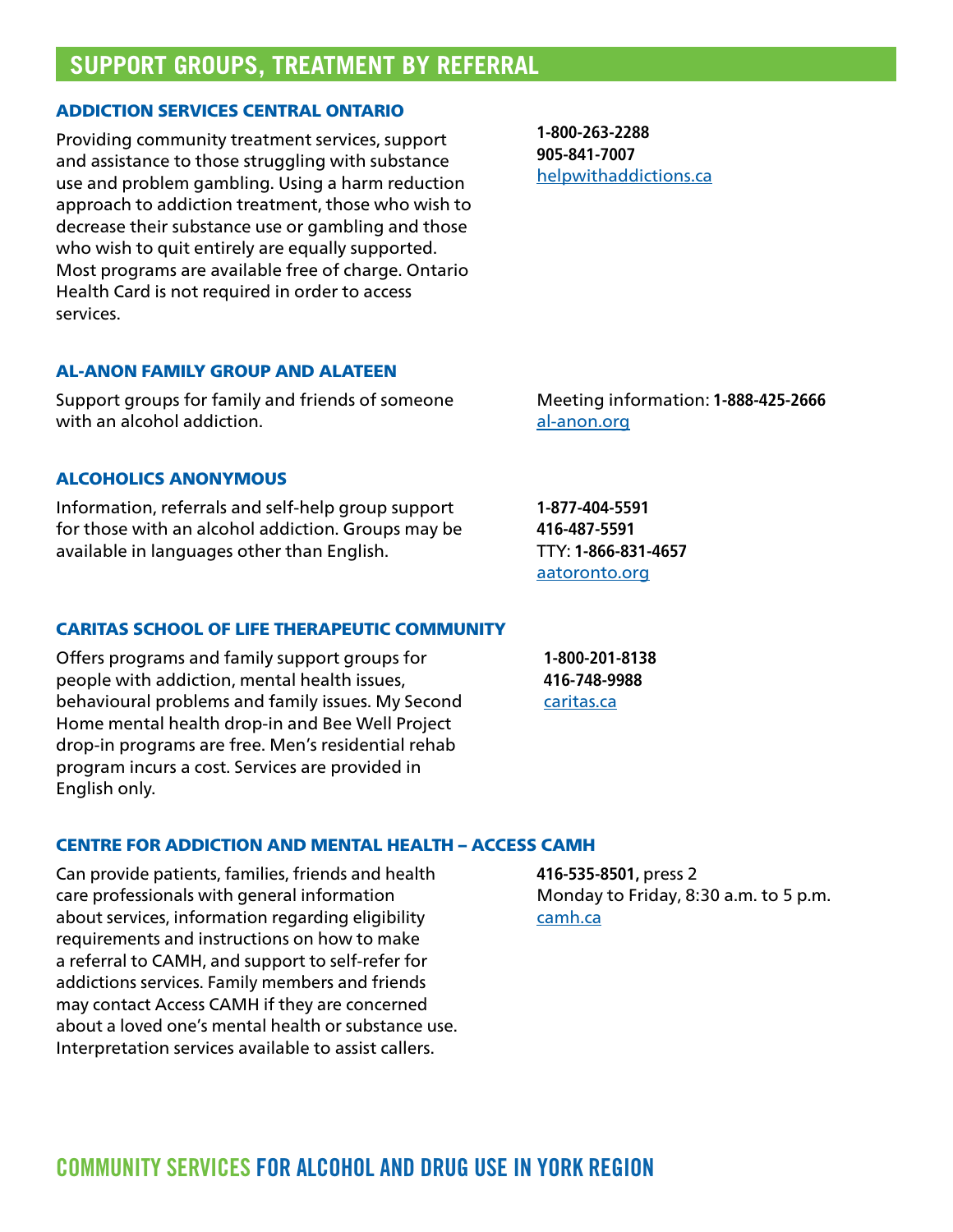## SUPPORT GROUPS, TREATMENT BY REFERRAL

### ADDICTION SERVICES CENTRAL ONTARIO

Providing community treatment services, support and assistance to those struggling with substance use and problem gambling. Using a harm reduction approach to addiction treatment, those who wish to decrease their substance use or gambling and those who wish to quit entirely are equally supported. Most programs are available free of charge. Ontario Health Card is not required in order to access services.

**1-800-263-2288**
**905-841-7007**
helpwithaddictions.ca

### AL-ANON FAMILY GROUP AND ALATEEN

Support groups for family and friends of someone with an alcohol addiction.

Meeting information: **1-888-425-2666**
al-anon.org

### ALCOHOLICS ANONYMOUS

Information, referrals and self-help group support for those with an alcohol addiction. Groups may be available in languages other than English.

**1-877-404-5591**
**416-487-5591**
TTY: **1-866-831-4657**
aatoronto.org

### CARITAS SCHOOL OF LIFE THERAPEUTIC COMMUNITY

Offers programs and family support groups for people with addiction, mental health issues, behavioural problems and family issues. My Second Home mental health drop-in and Bee Well Project drop-in programs are free. Men's residential rehab program incurs a cost. Services are provided in English only.

**1-800-201-8138**
**416-748-9988**
caritas.ca

### CENTRE FOR ADDICTION AND MENTAL HEALTH – ACCESS CAMH

Can provide patients, families, friends and health care professionals with general information about services, information regarding eligibility requirements and instructions on how to make a referral to CAMH, and support to self-refer for addictions services. Family members and friends may contact Access CAMH if they are concerned about a loved one's mental health or substance use. Interpretation services available to assist callers.

**416-535-8501,** press 2
Monday to Friday, 8:30 a.m. to 5 p.m.
camh.ca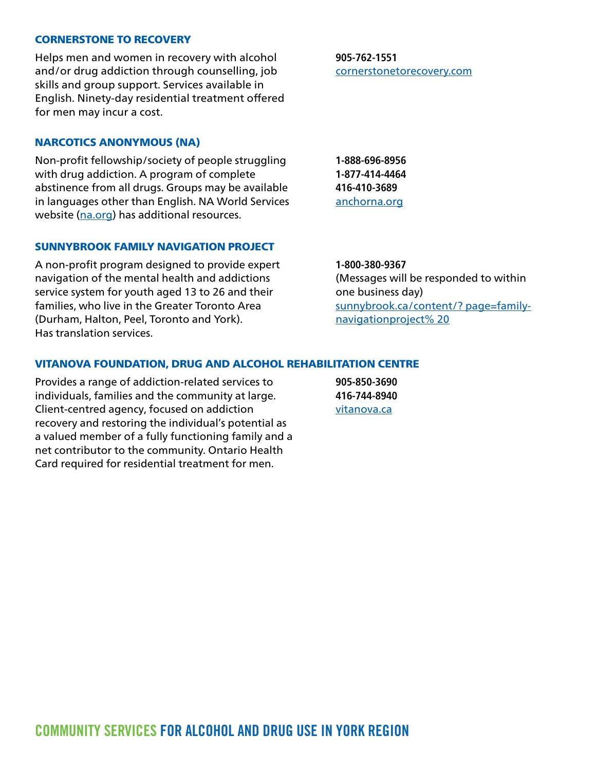### CORNERSTONE TO RECOVERY

Helps men and women in recovery with alcohol and/or drug addiction through counselling, job skills and group support. Services available in English. Ninety-day residential treatment offered for men may incur a cost.

**905-762-1551**
cornerstonetorecovery.com

### NARCOTICS ANONYMOUS (NA)

Non-profit fellowship/society of people struggling with drug addiction. A program of complete abstinence from all drugs. Groups may be available in languages other than English. NA World Services website (na.org) has additional resources.

**1-888-696-8956**
**1-877-414-4464**
**416-410-3689**
anchorna.org

### SUNNYBROOK FAMILY NAVIGATION PROJECT

A non-profit program designed to provide expert navigation of the mental health and addictions service system for youth aged 13 to 26 and their families, who live in the Greater Toronto Area (Durham, Halton, Peel, Toronto and York). Has translation services.

**1-800-380-9367**
(Messages will be responded to within one business day)
sunnybrook.ca/content/? page=family-navigationproject% 20

### VITANOVA FOUNDATION, DRUG AND ALCOHOL REHABILITATION CENTRE

Provides a range of addiction-related services to individuals, families and the community at large. Client-centred agency, focused on addiction recovery and restoring the individual's potential as a valued member of a fully functioning family and a net contributor to the community. Ontario Health Card required for residential treatment for men.

**905-850-3690**
**416-744-8940**
vitanova.ca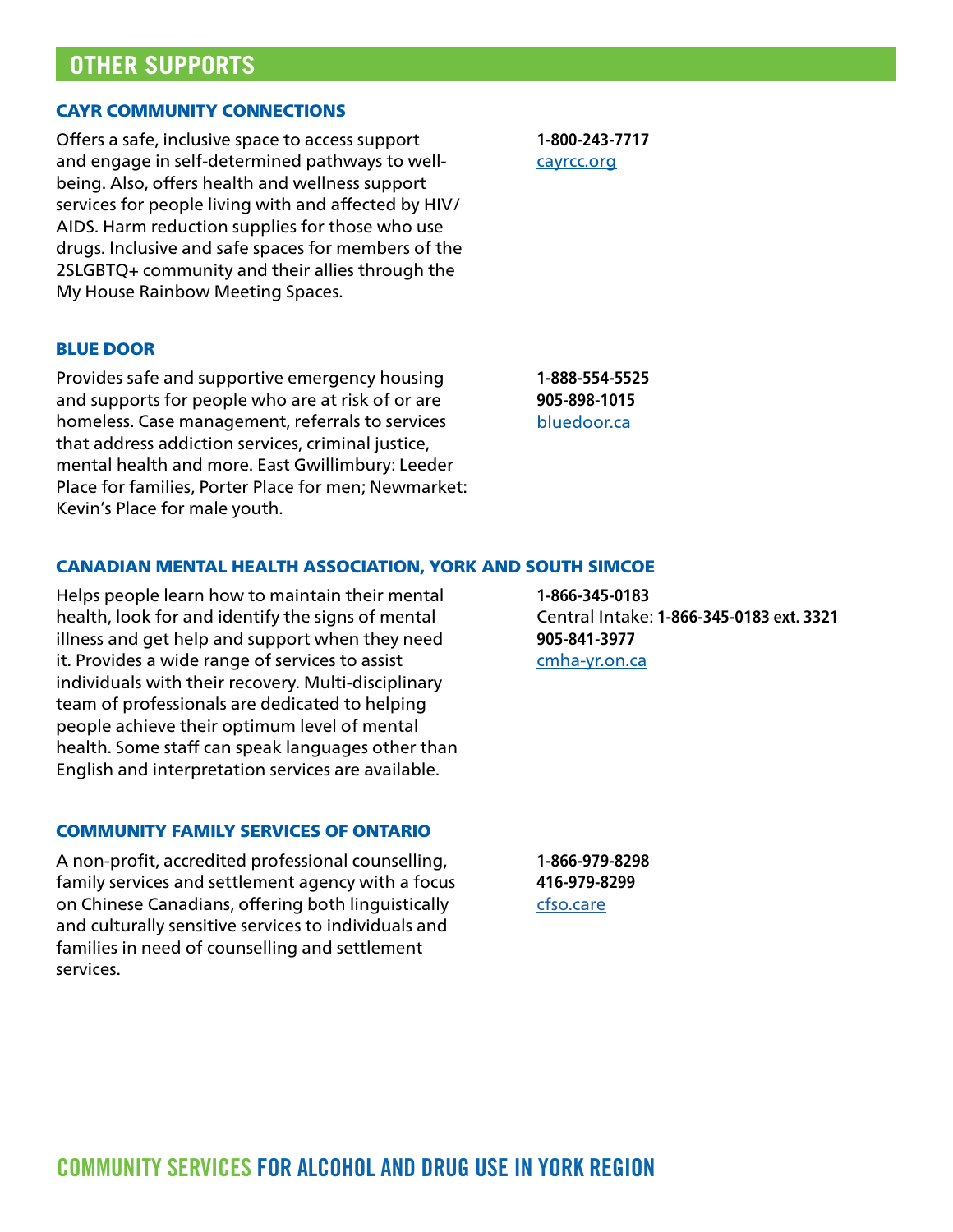## OTHER SUPPORTS

### CAYR COMMUNITY CONNECTIONS

Offers a safe, inclusive space to access support and engage in self-determined pathways to well-being. Also, offers health and wellness support services for people living with and affected by HIV/AIDS. Harm reduction supplies for those who use drugs. Inclusive and safe spaces for members of the 2SLGBTQ+ community and their allies through the My House Rainbow Meeting Spaces.

**1-800-243-7717**
cayrcc.org

### BLUE DOOR

Provides safe and supportive emergency housing and supports for people who are at risk of or are homeless. Case management, referrals to services that address addiction services, criminal justice, mental health and more. East Gwillimbury: Leeder Place for families, Porter Place for men; Newmarket: Kevin's Place for male youth.

**1-888-554-5525**
**905-898-1015**
bluedoor.ca

### CANADIAN MENTAL HEALTH ASSOCIATION, YORK AND SOUTH SIMCOE

Helps people learn how to maintain their mental health, look for and identify the signs of mental illness and get help and support when they need it. Provides a wide range of services to assist individuals with their recovery. Multi-disciplinary team of professionals are dedicated to helping people achieve their optimum level of mental health. Some staff can speak languages other than English and interpretation services are available.

**1-866-345-0183**
Central Intake: **1-866-345-0183 ext. 3321**
**905-841-3977**
cmha-yr.on.ca

### COMMUNITY FAMILY SERVICES OF ONTARIO

A non-profit, accredited professional counselling, family services and settlement agency with a focus on Chinese Canadians, offering both linguistically and culturally sensitive services to individuals and families in need of counselling and settlement services.

**1-866-979-8298**
**416-979-8299**
cfso.care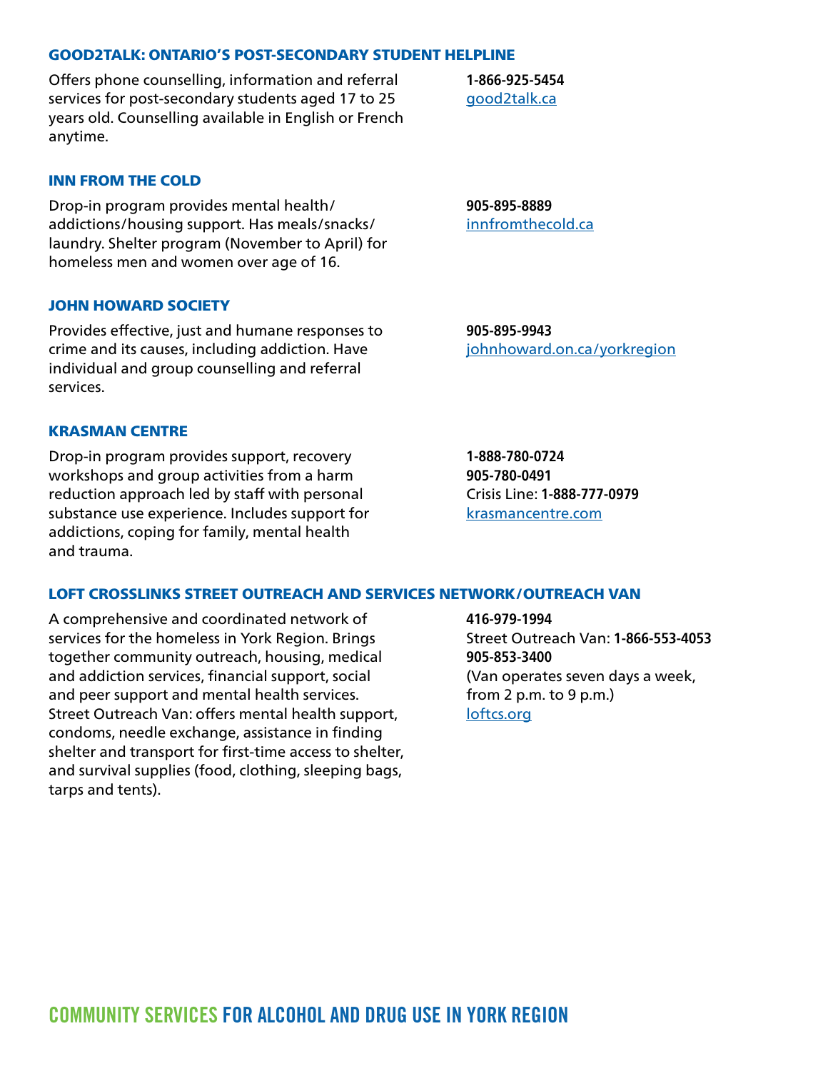### GOOD2TALK: ONTARIO'S POST-SECONDARY STUDENT HELPLINE

Offers phone counselling, information and referral services for post-secondary students aged 17 to 25 years old. Counselling available in English or French anytime.

**1-866-925-5454**
good2talk.ca

### INN FROM THE COLD

Drop-in program provides mental health/ addictions/housing support. Has meals/snacks/ laundry. Shelter program (November to April) for homeless men and women over age of 16.

**905-895-8889**
innfromthecold.ca

### JOHN HOWARD SOCIETY

Provides effective, just and humane responses to crime and its causes, including addiction. Have individual and group counselling and referral services.

**905-895-9943**
johnhoward.on.ca/yorkregion

### KRASMAN CENTRE

Drop-in program provides support, recovery workshops and group activities from a harm reduction approach led by staff with personal substance use experience. Includes support for addictions, coping for family, mental health and trauma.

**1-888-780-0724**
**905-780-0491**
Crisis Line: **1-888-777-0979**
krasmancentre.com

### LOFT CROSSLINKS STREET OUTREACH AND SERVICES NETWORK/OUTREACH VAN

A comprehensive and coordinated network of services for the homeless in York Region. Brings together community outreach, housing, medical and addiction services, financial support, social and peer support and mental health services. Street Outreach Van: offers mental health support, condoms, needle exchange, assistance in finding shelter and transport for first-time access to shelter, and survival supplies (food, clothing, sleeping bags, tarps and tents).

**416-979-1994**
Street Outreach Van: **1-866-553-4053**
**905-853-3400**
(Van operates seven days a week, from 2 p.m. to 9 p.m.)
loftcs.org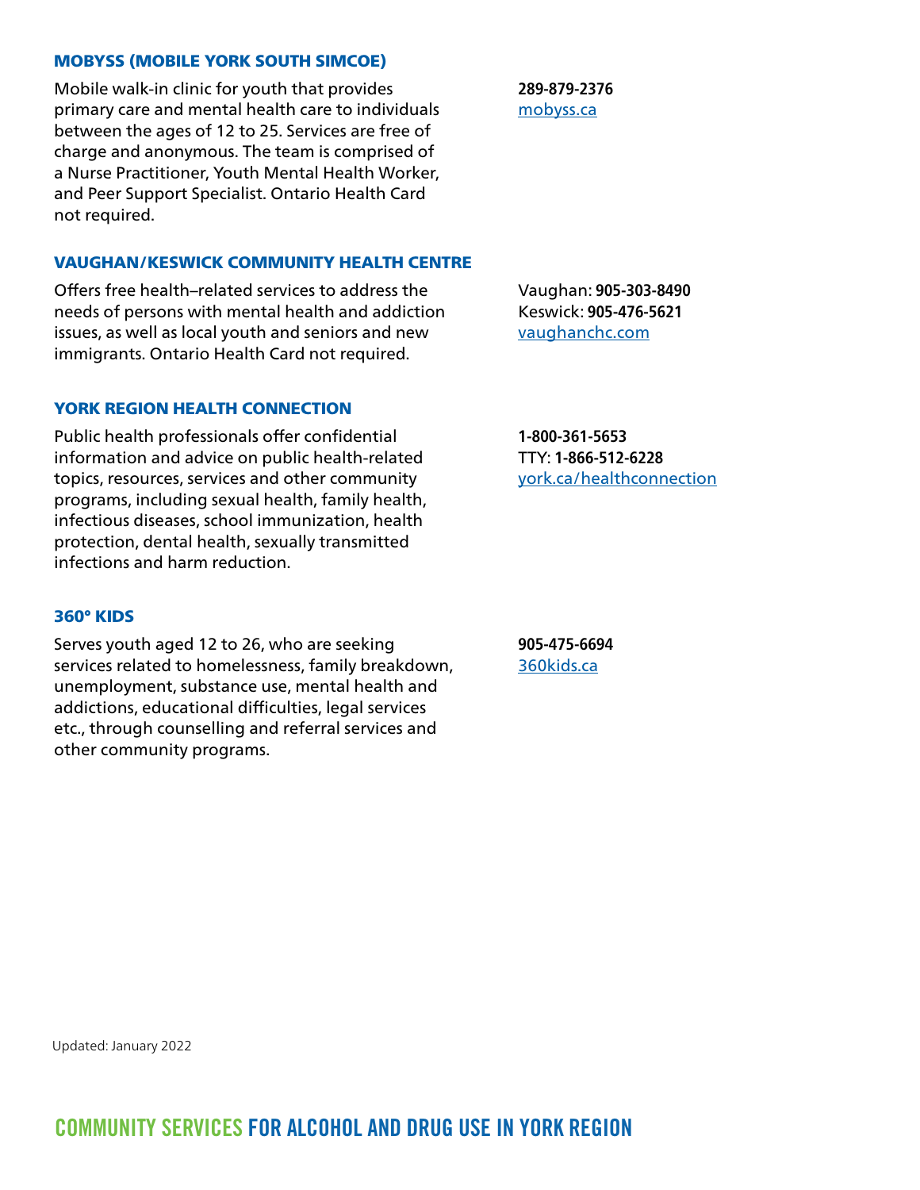### MOBYSS (MOBILE YORK SOUTH SIMCOE)

Mobile walk-in clinic for youth that provides primary care and mental health care to individuals between the ages of 12 to 25. Services are free of charge and anonymous. The team is comprised of a Nurse Practitioner, Youth Mental Health Worker, and Peer Support Specialist. Ontario Health Card not required.

**289-879-2376**
mobyss.ca

### VAUGHAN/KESWICK COMMUNITY HEALTH CENTRE

Offers free health–related services to address the needs of persons with mental health and addiction issues, as well as local youth and seniors and new immigrants. Ontario Health Card not required.

Vaughan: **905-303-8490**
Keswick: **905-476-5621**
vaughanchc.com

### YORK REGION HEALTH CONNECTION

Public health professionals offer confidential information and advice on public health-related topics, resources, services and other community programs, including sexual health, family health, infectious diseases, school immunization, health protection, dental health, sexually transmitted infections and harm reduction.

**1-800-361-5653**
TTY: **1-866-512-6228**
york.ca/healthconnection

### 360° KIDS

Serves youth aged 12 to 26, who are seeking services related to homelessness, family breakdown, unemployment, substance use, mental health and addictions, educational difficulties, legal services etc., through counselling and referral services and other community programs.

**905-475-6694**
360kids.ca

Updated: January 2022